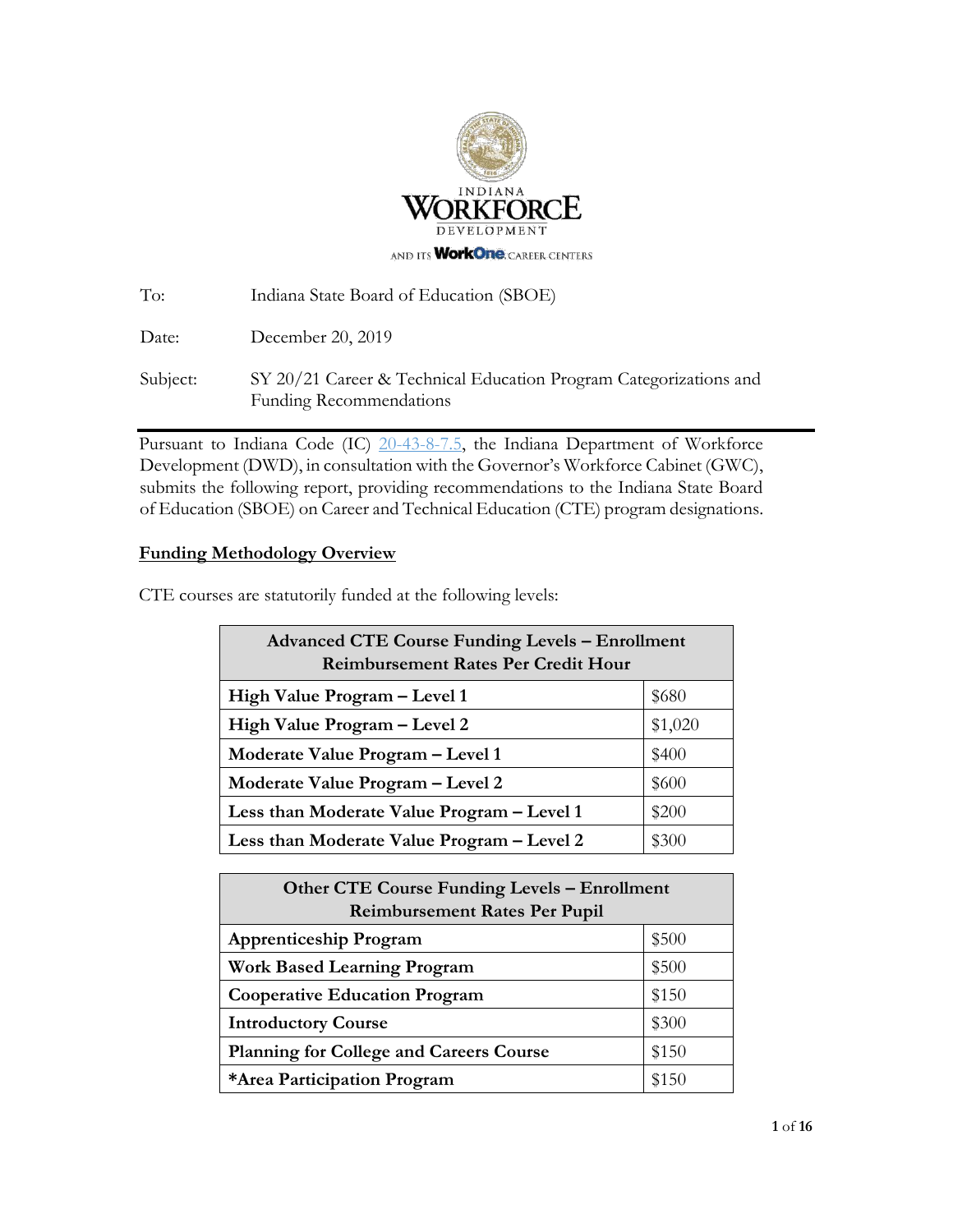INDIANA WORKFORCE DEVELOPMENT

AND ITS WorkOne CAREER CENTERS

To: Indiana State Board of Education (SBOE)

Date: December 20, 2019

Subject: SY 20/21 Career & Technical Education Program Categorizations and Funding Recommendations

---

Pursuant to Indiana Code (IC) 20-43-8-7.5, the Indiana Department of Workforce Development (DWD), in consultation with the Governor's Workforce Cabinet (GWC), submits the following report, providing recommendations to the Indiana State Board of Education (SBOE) on Career and Technical Education (CTE) program designations.

## Funding Methodology Overview

CTE courses are statutorily funded at the following levels:

| Advanced CTE Course Funding Levels – Enrollment Reimbursement Rates Per Credit Hour | |
|---|---|
| **High Value Program – Level 1** | $680 |
| **High Value Program – Level 2** | $1,020 |
| **Moderate Value Program – Level 1** | $400 |
| **Moderate Value Program – Level 2** | $600 |
| **Less than Moderate Value Program – Level 1** | $200 |
| **Less than Moderate Value Program – Level 2** | $300 |

| Other CTE Course Funding Levels – Enrollment Reimbursement Rates Per Pupil | |
|---|---|
| **Apprenticeship Program** | $500 |
| **Work Based Learning Program** | $500 |
| **Cooperative Education Program** | $150 |
| **Introductory Course** | $300 |
| **Planning for College and Careers Course** | $150 |
| ***Area Participation Program** | $150 |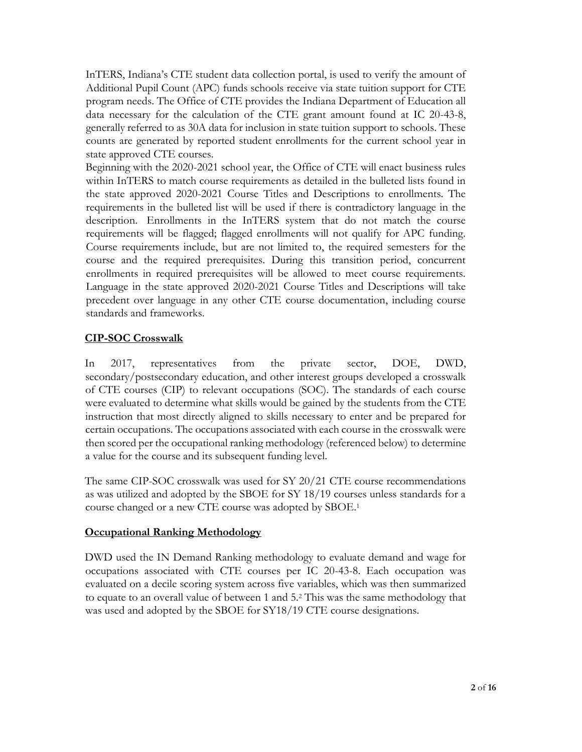InTERS, Indiana's CTE student data collection portal, is used to verify the amount of Additional Pupil Count (APC) funds schools receive via state tuition support for CTE program needs. The Office of CTE provides the Indiana Department of Education all data necessary for the calculation of the CTE grant amount found at IC 20-43-8, generally referred to as 30A data for inclusion in state tuition support to schools. These counts are generated by reported student enrollments for the current school year in state approved CTE courses.

Beginning with the 2020-2021 school year, the Office of CTE will enact business rules within InTERS to match course requirements as detailed in the bulleted lists found in the state approved 2020-2021 Course Titles and Descriptions to enrollments. The requirements in the bulleted list will be used if there is contradictory language in the description. Enrollments in the InTERS system that do not match the course requirements will be flagged; flagged enrollments will not qualify for APC funding. Course requirements include, but are not limited to, the required semesters for the course and the required prerequisites. During this transition period, concurrent enrollments in required prerequisites will be allowed to meet course requirements. Language in the state approved 2020-2021 Course Titles and Descriptions will take precedent over language in any other CTE course documentation, including course standards and frameworks.

## CIP-SOC Crosswalk

In 2017, representatives from the private sector, DOE, DWD, secondary/postsecondary education, and other interest groups developed a crosswalk of CTE courses (CIP) to relevant occupations (SOC). The standards of each course were evaluated to determine what skills would be gained by the students from the CTE instruction that most directly aligned to skills necessary to enter and be prepared for certain occupations. The occupations associated with each course in the crosswalk were then scored per the occupational ranking methodology (referenced below) to determine a value for the course and its subsequent funding level.

The same CIP-SOC crosswalk was used for SY 20/21 CTE course recommendations as was utilized and adopted by the SBOE for SY 18/19 courses unless standards for a course changed or a new CTE course was adopted by SBOE.[1]

## Occupational Ranking Methodology

DWD used the IN Demand Ranking methodology to evaluate demand and wage for occupations associated with CTE courses per IC 20-43-8. Each occupation was evaluated on a decile scoring system across five variables, which was then summarized to equate to an overall value of between 1 and 5.[2] This was the same methodology that was used and adopted by the SBOE for SY18/19 CTE course designations.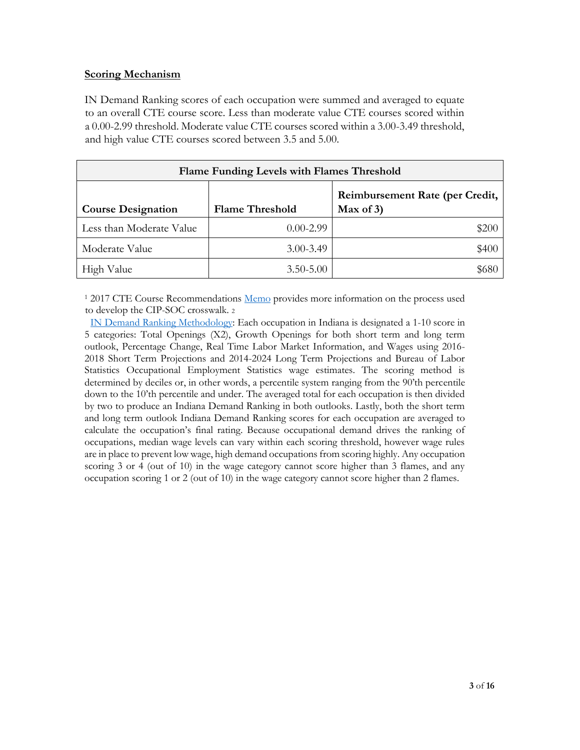**Scoring Mechanism**

IN Demand Ranking scores of each occupation were summed and averaged to equate to an overall CTE course score. Less than moderate value CTE courses scored within a 0.00-2.99 threshold. Moderate value CTE courses scored within a 3.00-3.49 threshold, and high value CTE courses scored between 3.5 and 5.00.

| Flame Funding Levels with Flames Threshold | | |
|---|---|---|
| **Course Designation** | **Flame Threshold** | **Reimbursement Rate (per Credit, Max of 3)** |
| Less than Moderate Value | 0.00-2.99 | $200 |
| Moderate Value | 3.00-3.49 | $400 |
| High Value | 3.50-5.00 | $680 |

[1] 2017 CTE Course Recommendations Memo provides more information on the process used to develop the CIP-SOC crosswalk. [2]

IN Demand Ranking Methodology: Each occupation in Indiana is designated a 1-10 score in 5 categories: Total Openings (X2), Growth Openings for both short term and long term outlook, Percentage Change, Real Time Labor Market Information, and Wages using 2016-2018 Short Term Projections and 2014-2024 Long Term Projections and Bureau of Labor Statistics Occupational Employment Statistics wage estimates. The scoring method is determined by deciles or, in other words, a percentile system ranging from the 90'th percentile down to the 10'th percentile and under. The averaged total for each occupation is then divided by two to produce an Indiana Demand Ranking in both outlooks. Lastly, both the short term and long term outlook Indiana Demand Ranking scores for each occupation are averaged to calculate the occupation's final rating. Because occupational demand drives the ranking of occupations, median wage levels can vary within each scoring threshold, however wage rules are in place to prevent low wage, high demand occupations from scoring highly. Any occupation scoring 3 or 4 (out of 10) in the wage category cannot score higher than 3 flames, and any occupation scoring 1 or 2 (out of 10) in the wage category cannot score higher than 2 flames.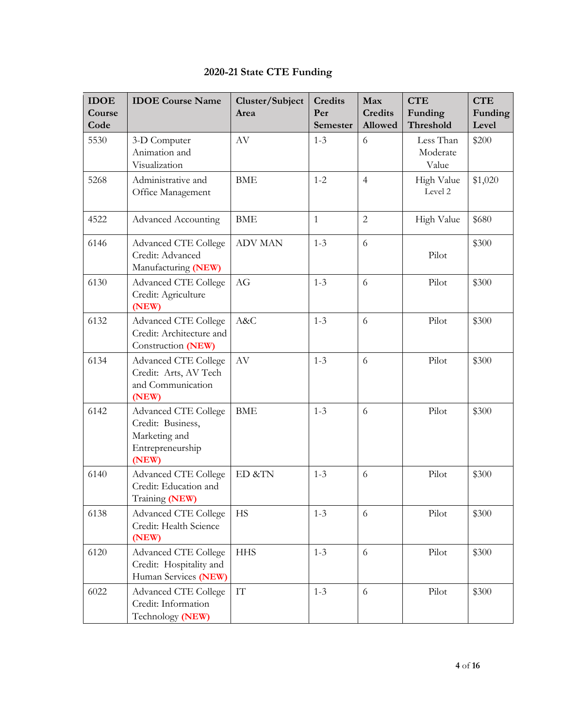## 2020-21 State CTE Funding

| IDOE Course Code | IDOE Course Name | Cluster/Subject Area | Credits Per Semester | Max Credits Allowed | CTE Funding Threshold | CTE Funding Level |
|---|---|---|---|---|---|---|
| 5530 | 3-D Computer Animation and Visualization | AV | 1-3 | 6 | Less Than Moderate Value | $200 |
| 5268 | Administrative and Office Management | BME | 1-2 | 4 | High Value Level 2 | $1,020 |
| 4522 | Advanced Accounting | BME | 1 | 2 | High Value | $680 |
| 6146 | Advanced CTE College Credit: Advanced Manufacturing **(NEW)** | ADV MAN | 1-3 | 6 | Pilot | $300 |
| 6130 | Advanced CTE College Credit: Agriculture **(NEW)** | AG | 1-3 | 6 | Pilot | $300 |
| 6132 | Advanced CTE College Credit: Architecture and Construction **(NEW)** | A&C | 1-3 | 6 | Pilot | $300 |
| 6134 | Advanced CTE College Credit: Arts, AV Tech and Communication **(NEW)** | AV | 1-3 | 6 | Pilot | $300 |
| 6142 | Advanced CTE College Credit: Business, Marketing and Entrepreneurship **(NEW)** | BME | 1-3 | 6 | Pilot | $300 |
| 6140 | Advanced CTE College Credit: Education and Training **(NEW)** | ED &TN | 1-3 | 6 | Pilot | $300 |
| 6138 | Advanced CTE College Credit: Health Science **(NEW)** | HS | 1-3 | 6 | Pilot | $300 |
| 6120 | Advanced CTE College Credit: Hospitality and Human Services **(NEW)** | HHS | 1-3 | 6 | Pilot | $300 |
| 6022 | Advanced CTE College Credit: Information Technology **(NEW)** | IT | 1-3 | 6 | Pilot | $300 |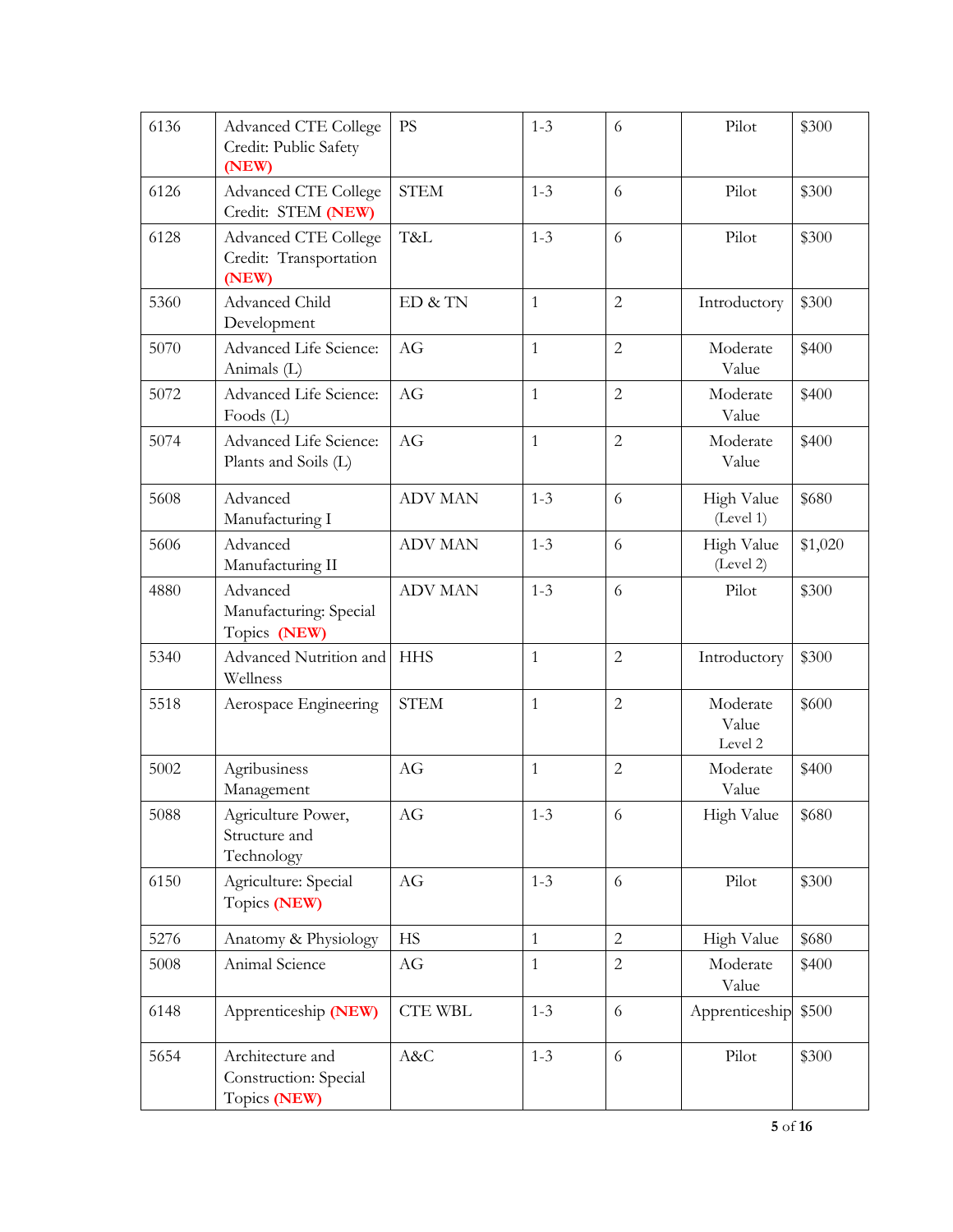| 6136 | Advanced CTE College Credit: Public Safety **(NEW)** | PS | 1-3 | 6 | Pilot | $300 |
|---|---|---|---|---|---|---|
| 6126 | Advanced CTE College Credit: STEM **(NEW)** | STEM | 1-3 | 6 | Pilot | $300 |
| 6128 | Advanced CTE College Credit: Transportation **(NEW)** | T&L | 1-3 | 6 | Pilot | $300 |
| 5360 | Advanced Child Development | ED & TN | 1 | 2 | Introductory | $300 |
| 5070 | Advanced Life Science: Animals (L) | AG | 1 | 2 | Moderate Value | $400 |
| 5072 | Advanced Life Science: Foods (L) | AG | 1 | 2 | Moderate Value | $400 |
| 5074 | Advanced Life Science: Plants and Soils (L) | AG | 1 | 2 | Moderate Value | $400 |
| 5608 | Advanced Manufacturing I | ADV MAN | 1-3 | 6 | High Value (Level 1) | $680 |
| 5606 | Advanced Manufacturing II | ADV MAN | 1-3 | 6 | High Value (Level 2) | $1,020 |
| 4880 | Advanced Manufacturing: Special Topics **(NEW)** | ADV MAN | 1-3 | 6 | Pilot | $300 |
| 5340 | Advanced Nutrition and Wellness | HHS | 1 | 2 | Introductory | $300 |
| 5518 | Aerospace Engineering | STEM | 1 | 2 | Moderate Value Level 2 | $600 |
| 5002 | Agribusiness Management | AG | 1 | 2 | Moderate Value | $400 |
| 5088 | Agriculture Power, Structure and Technology | AG | 1-3 | 6 | High Value | $680 |
| 6150 | Agriculture: Special Topics **(NEW)** | AG | 1-3 | 6 | Pilot | $300 |
| 5276 | Anatomy & Physiology | HS | 1 | 2 | High Value | $680 |
| 5008 | Animal Science | AG | 1 | 2 | Moderate Value | $400 |
| 6148 | Apprenticeship **(NEW)** | CTE WBL | 1-3 | 6 | Apprenticeship | $500 |
| 5654 | Architecture and Construction: Special Topics **(NEW)** | A&C | 1-3 | 6 | Pilot | $300 |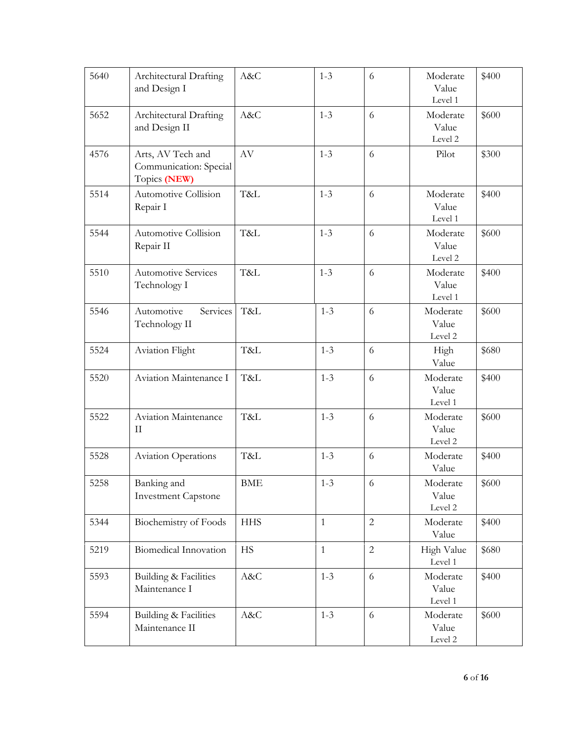| 5640 | Architectural Drafting and Design I | A&C | 1-3 | 6 | Moderate Value Level 1 | $400 |
|---|---|---|---|---|---|---|
| 5652 | Architectural Drafting and Design II | A&C | 1-3 | 6 | Moderate Value Level 2 | $600 |
| 4576 | Arts, AV Tech and Communication: Special Topics **(NEW)** | AV | 1-3 | 6 | Pilot | $300 |
| 5514 | Automotive Collision Repair I | T&L | 1-3 | 6 | Moderate Value Level 1 | $400 |
| 5544 | Automotive Collision Repair II | T&L | 1-3 | 6 | Moderate Value Level 2 | $600 |
| 5510 | Automotive Services Technology I | T&L | 1-3 | 6 | Moderate Value Level 1 | $400 |
| 5546 | Automotive Services Technology II | T&L | 1-3 | 6 | Moderate Value Level 2 | $600 |
| 5524 | Aviation Flight | T&L | 1-3 | 6 | High Value | $680 |
| 5520 | Aviation Maintenance I | T&L | 1-3 | 6 | Moderate Value Level 1 | $400 |
| 5522 | Aviation Maintenance II | T&L | 1-3 | 6 | Moderate Value Level 2 | $600 |
| 5528 | Aviation Operations | T&L | 1-3 | 6 | Moderate Value | $400 |
| 5258 | Banking and Investment Capstone | BME | 1-3 | 6 | Moderate Value Level 2 | $600 |
| 5344 | Biochemistry of Foods | HHS | 1 | 2 | Moderate Value | $400 |
| 5219 | Biomedical Innovation | HS | 1 | 2 | High Value Level 1 | $680 |
| 5593 | Building & Facilities Maintenance I | A&C | 1-3 | 6 | Moderate Value Level 1 | $400 |
| 5594 | Building & Facilities Maintenance II | A&C | 1-3 | 6 | Moderate Value Level 2 | $600 |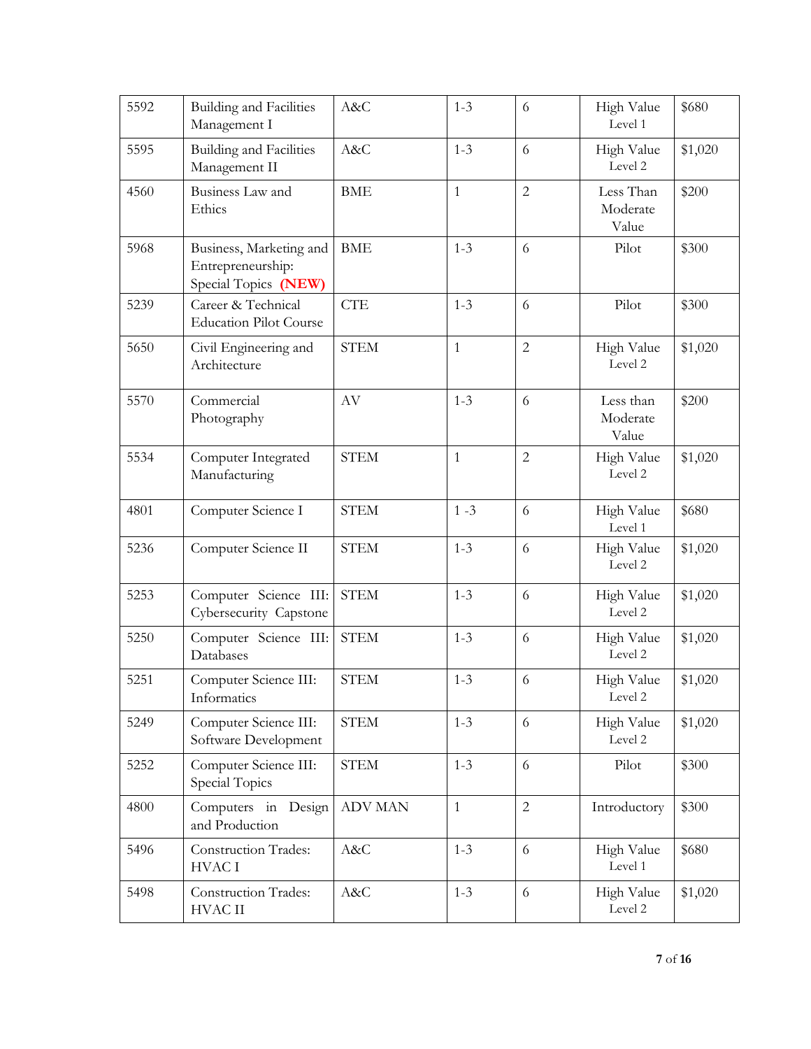| 5592 | Building and Facilities Management I | A&C | 1-3 | 6 | High Value Level 1 | $680 |
|---|---|---|---|---|---|---|
| 5595 | Building and Facilities Management II | A&C | 1-3 | 6 | High Value Level 2 | $1,020 |
| 4560 | Business Law and Ethics | BME | 1 | 2 | Less Than Moderate Value | $200 |
| 5968 | Business, Marketing and Entrepreneurship: Special Topics **(NEW)** | BME | 1-3 | 6 | Pilot | $300 |
| 5239 | Career & Technical Education Pilot Course | CTE | 1-3 | 6 | Pilot | $300 |
| 5650 | Civil Engineering and Architecture | STEM | 1 | 2 | High Value Level 2 | $1,020 |
| 5570 | Commercial Photography | AV | 1-3 | 6 | Less than Moderate Value | $200 |
| 5534 | Computer Integrated Manufacturing | STEM | 1 | 2 | High Value Level 2 | $1,020 |
| 4801 | Computer Science I | STEM | 1 -3 | 6 | High Value Level 1 | $680 |
| 5236 | Computer Science II | STEM | 1-3 | 6 | High Value Level 2 | $1,020 |
| 5253 | Computer Science III: Cybersecurity Capstone | STEM | 1-3 | 6 | High Value Level 2 | $1,020 |
| 5250 | Computer Science III: Databases | STEM | 1-3 | 6 | High Value Level 2 | $1,020 |
| 5251 | Computer Science III: Informatics | STEM | 1-3 | 6 | High Value Level 2 | $1,020 |
| 5249 | Computer Science III: Software Development | STEM | 1-3 | 6 | High Value Level 2 | $1,020 |
| 5252 | Computer Science III: Special Topics | STEM | 1-3 | 6 | Pilot | $300 |
| 4800 | Computers in Design and Production | ADV MAN | 1 | 2 | Introductory | $300 |
| 5496 | Construction Trades: HVAC I | A&C | 1-3 | 6 | High Value Level 1 | $680 |
| 5498 | Construction Trades: HVAC II | A&C | 1-3 | 6 | High Value Level 2 | $1,020 |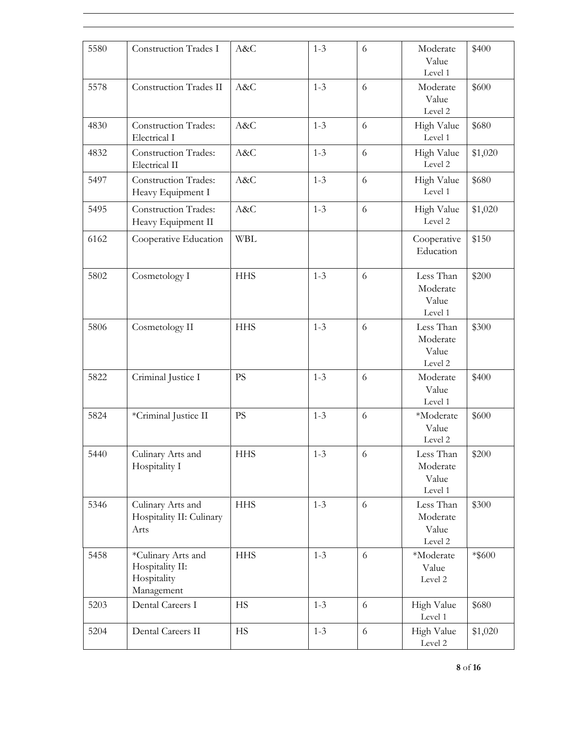| | | | | | | |
|---|---|---|---|---|---|---|
| 5580 | Construction Trades I | A&C | 1-3 | 6 | Moderate Value Level 1 | $400 |
| 5578 | Construction Trades II | A&C | 1-3 | 6 | Moderate Value Level 2 | $600 |
| 4830 | Construction Trades: Electrical I | A&C | 1-3 | 6 | High Value Level 1 | $680 |
| 4832 | Construction Trades: Electrical II | A&C | 1-3 | 6 | High Value Level 2 | $1,020 |
| 5497 | Construction Trades: Heavy Equipment I | A&C | 1-3 | 6 | High Value Level 1 | $680 |
| 5495 | Construction Trades: Heavy Equipment II | A&C | 1-3 | 6 | High Value Level 2 | $1,020 |
| 6162 | Cooperative Education | WBL | | | Cooperative Education | $150 |
| 5802 | Cosmetology I | HHS | 1-3 | 6 | Less Than Moderate Value Level 1 | $200 |
| 5806 | Cosmetology II | HHS | 1-3 | 6 | Less Than Moderate Value Level 2 | $300 |
| 5822 | Criminal Justice I | PS | 1-3 | 6 | Moderate Value Level 1 | $400 |
| 5824 | *Criminal Justice II | PS | 1-3 | 6 | *Moderate Value Level 2 | $600 |
| 5440 | Culinary Arts and Hospitality I | HHS | 1-3 | 6 | Less Than Moderate Value Level 1 | $200 |
| 5346 | Culinary Arts and Hospitality II: Culinary Arts | HHS | 1-3 | 6 | Less Than Moderate Value Level 2 | $300 |
| 5458 | *Culinary Arts and Hospitality II: Hospitality Management | HHS | 1-3 | 6 | *Moderate Value Level 2 | *$600 |
| 5203 | Dental Careers I | HS | 1-3 | 6 | High Value Level 1 | $680 |
| 5204 | Dental Careers II | HS | 1-3 | 6 | High Value Level 2 | $1,020 |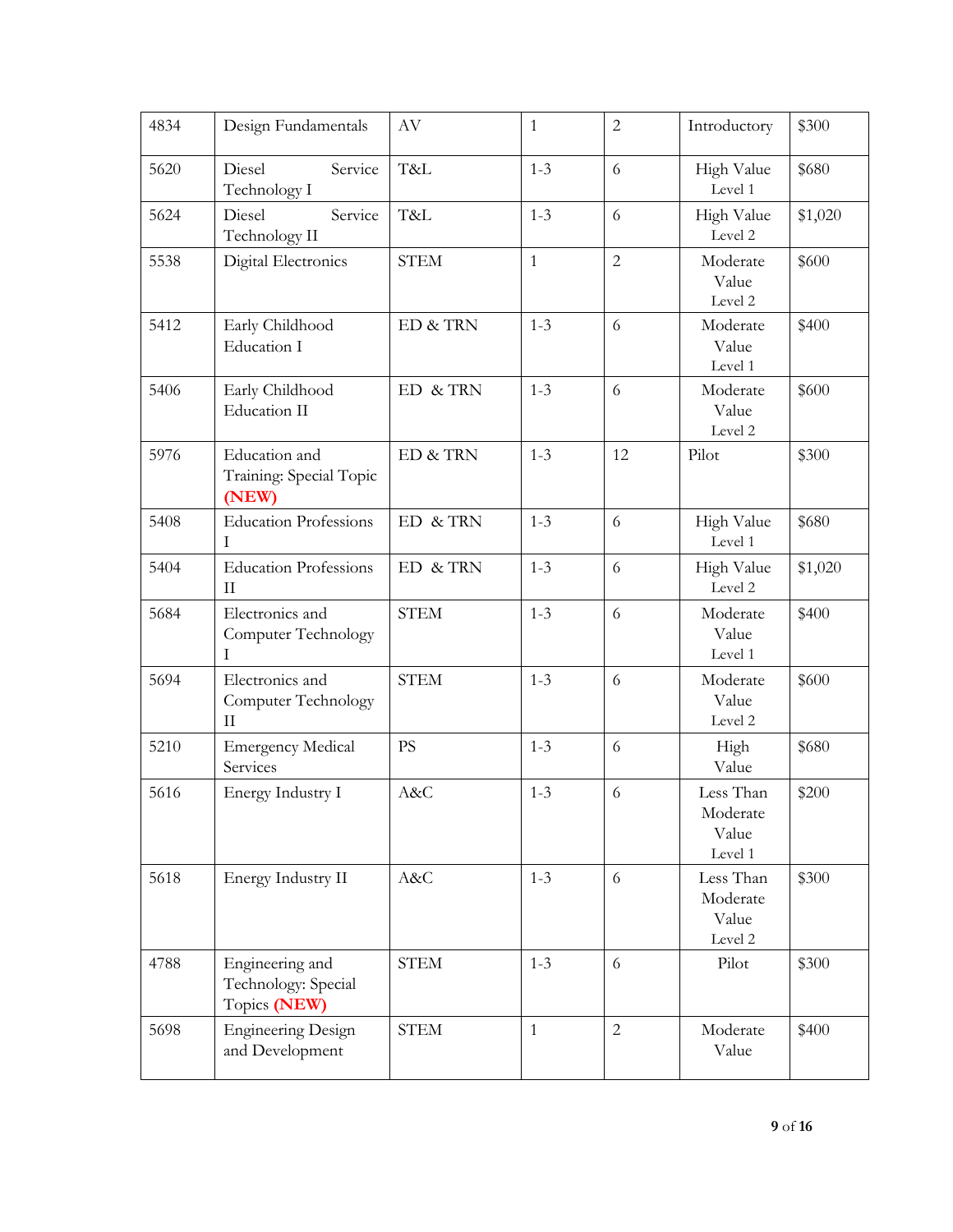| 4834 | Design Fundamentals | AV | 1 | 2 | Introductory | $300 |
|---|---|---|---|---|---|---|
| 5620 | Diesel Service Technology I | T&L | 1-3 | 6 | High Value Level 1 | $680 |
| 5624 | Diesel Service Technology II | T&L | 1-3 | 6 | High Value Level 2 | $1,020 |
| 5538 | Digital Electronics | STEM | 1 | 2 | Moderate Value Level 2 | $600 |
| 5412 | Early Childhood Education I | ED & TRN | 1-3 | 6 | Moderate Value Level 1 | $400 |
| 5406 | Early Childhood Education II | ED & TRN | 1-3 | 6 | Moderate Value Level 2 | $600 |
| 5976 | Education and Training: Special Topic **(NEW)** | ED & TRN | 1-3 | 12 | Pilot | $300 |
| 5408 | Education Professions I | ED & TRN | 1-3 | 6 | High Value Level 1 | $680 |
| 5404 | Education Professions II | ED & TRN | 1-3 | 6 | High Value Level 2 | $1,020 |
| 5684 | Electronics and Computer Technology I | STEM | 1-3 | 6 | Moderate Value Level 1 | $400 |
| 5694 | Electronics and Computer Technology II | STEM | 1-3 | 6 | Moderate Value Level 2 | $600 |
| 5210 | Emergency Medical Services | PS | 1-3 | 6 | High Value | $680 |
| 5616 | Energy Industry I | A&C | 1-3 | 6 | Less Than Moderate Value Level 1 | $200 |
| 5618 | Energy Industry II | A&C | 1-3 | 6 | Less Than Moderate Value Level 2 | $300 |
| 4788 | Engineering and Technology: Special Topics **(NEW)** | STEM | 1-3 | 6 | Pilot | $300 |
| 5698 | Engineering Design and Development | STEM | 1 | 2 | Moderate Value | $400 |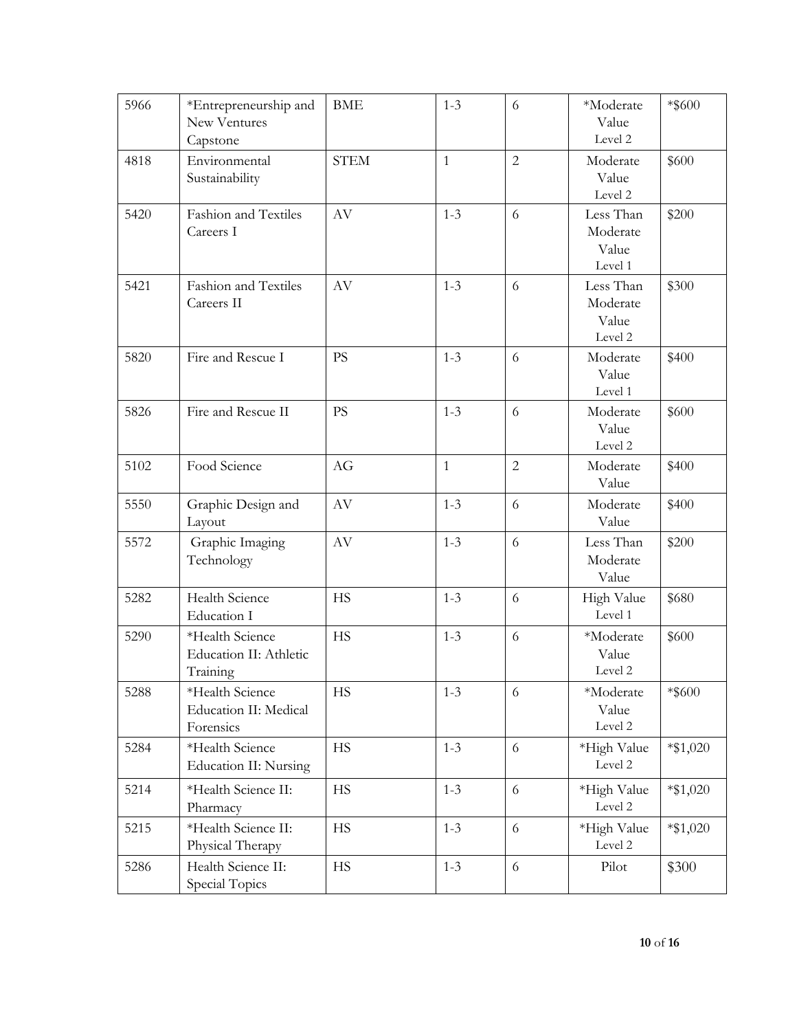| | | | | | | |
|---|---|---|---|---|---|---|
| 5966 | *Entrepreneurship and New Ventures Capstone | BME | 1-3 | 6 | *Moderate Value Level 2 | *$600 |
| 4818 | Environmental Sustainability | STEM | 1 | 2 | Moderate Value Level 2 | $600 |
| 5420 | Fashion and Textiles Careers I | AV | 1-3 | 6 | Less Than Moderate Value Level 1 | $200 |
| 5421 | Fashion and Textiles Careers II | AV | 1-3 | 6 | Less Than Moderate Value Level 2 | $300 |
| 5820 | Fire and Rescue I | PS | 1-3 | 6 | Moderate Value Level 1 | $400 |
| 5826 | Fire and Rescue II | PS | 1-3 | 6 | Moderate Value Level 2 | $600 |
| 5102 | Food Science | AG | 1 | 2 | Moderate Value | $400 |
| 5550 | Graphic Design and Layout | AV | 1-3 | 6 | Moderate Value | $400 |
| 5572 | Graphic Imaging Technology | AV | 1-3 | 6 | Less Than Moderate Value | $200 |
| 5282 | Health Science Education I | HS | 1-3 | 6 | High Value Level 1 | $680 |
| 5290 | *Health Science Education II: Athletic Training | HS | 1-3 | 6 | *Moderate Value Level 2 | $600 |
| 5288 | *Health Science Education II: Medical Forensics | HS | 1-3 | 6 | *Moderate Value Level 2 | *$600 |
| 5284 | *Health Science Education II: Nursing | HS | 1-3 | 6 | *High Value Level 2 | *$1,020 |
| 5214 | *Health Science II: Pharmacy | HS | 1-3 | 6 | *High Value Level 2 | *$1,020 |
| 5215 | *Health Science II: Physical Therapy | HS | 1-3 | 6 | *High Value Level 2 | *$1,020 |
| 5286 | Health Science II: Special Topics | HS | 1-3 | 6 | Pilot | $300 |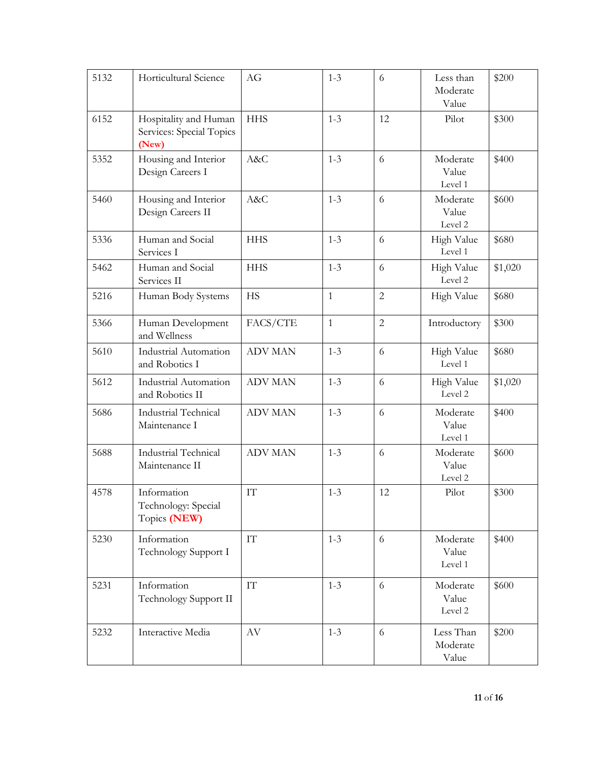| 5132 | Horticultural Science | AG | 1-3 | 6 | Less than Moderate Value | $200 |
|---|---|---|---|---|---|---|
| 6152 | Hospitality and Human Services: Special Topics **(New)** | HHS | 1-3 | 12 | Pilot | $300 |
| 5352 | Housing and Interior Design Careers I | A&C | 1-3 | 6 | Moderate Value Level 1 | $400 |
| 5460 | Housing and Interior Design Careers II | A&C | 1-3 | 6 | Moderate Value Level 2 | $600 |
| 5336 | Human and Social Services I | HHS | 1-3 | 6 | High Value Level 1 | $680 |
| 5462 | Human and Social Services II | HHS | 1-3 | 6 | High Value Level 2 | $1,020 |
| 5216 | Human Body Systems | HS | 1 | 2 | High Value | $680 |
| 5366 | Human Development and Wellness | FACS/CTE | 1 | 2 | Introductory | $300 |
| 5610 | Industrial Automation and Robotics I | ADV MAN | 1-3 | 6 | High Value Level 1 | $680 |
| 5612 | Industrial Automation and Robotics II | ADV MAN | 1-3 | 6 | High Value Level 2 | $1,020 |
| 5686 | Industrial Technical Maintenance I | ADV MAN | 1-3 | 6 | Moderate Value Level 1 | $400 |
| 5688 | Industrial Technical Maintenance II | ADV MAN | 1-3 | 6 | Moderate Value Level 2 | $600 |
| 4578 | Information Technology: Special Topics **(NEW)** | IT | 1-3 | 12 | Pilot | $300 |
| 5230 | Information Technology Support I | IT | 1-3 | 6 | Moderate Value Level 1 | $400 |
| 5231 | Information Technology Support II | IT | 1-3 | 6 | Moderate Value Level 2 | $600 |
| 5232 | Interactive Media | AV | 1-3 | 6 | Less Than Moderate Value | $200 |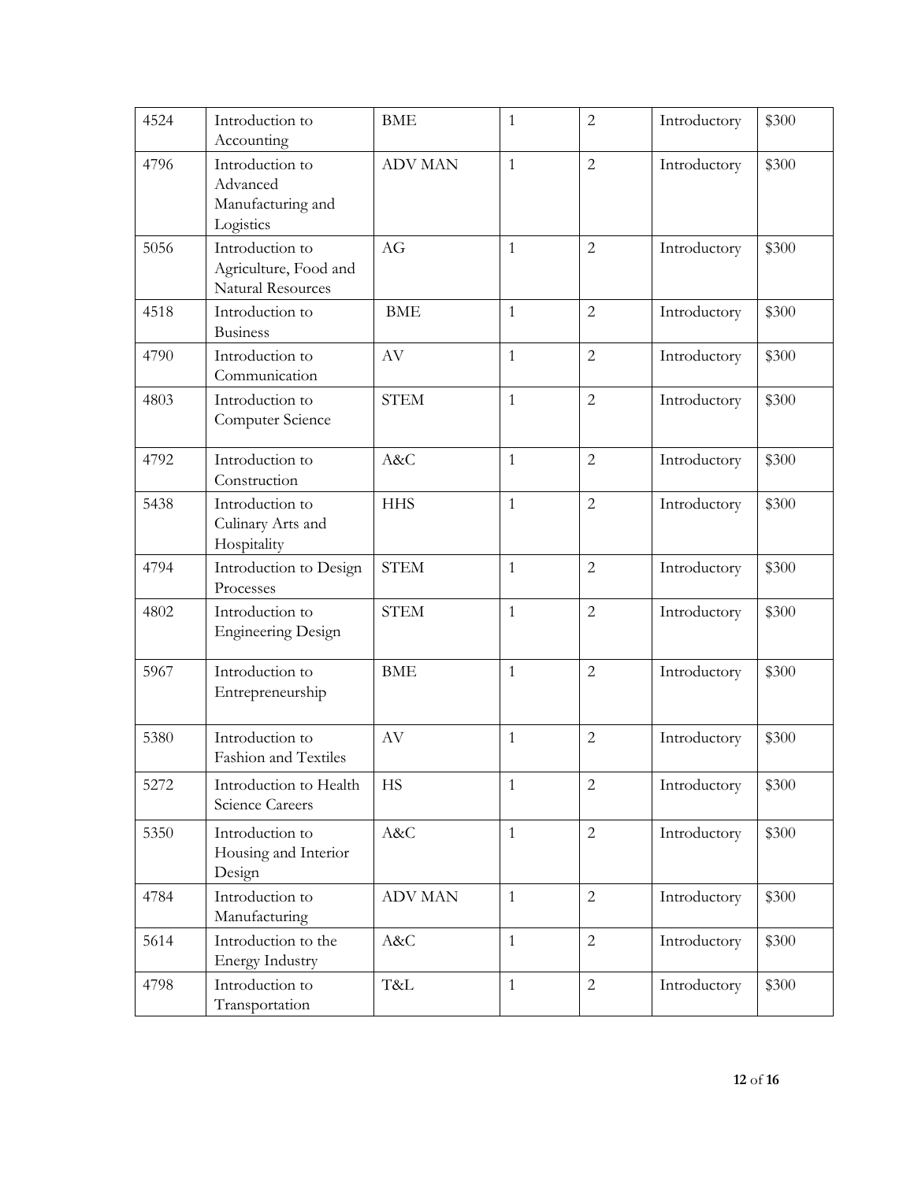| 4524 | Introduction to Accounting | BME | 1 | 2 | Introductory | $300 |
|---|---|---|---|---|---|---|
| 4796 | Introduction to Advanced Manufacturing and Logistics | ADV MAN | 1 | 2 | Introductory | $300 |
| 5056 | Introduction to Agriculture, Food and Natural Resources | AG | 1 | 2 | Introductory | $300 |
| 4518 | Introduction to Business | BME | 1 | 2 | Introductory | $300 |
| 4790 | Introduction to Communication | AV | 1 | 2 | Introductory | $300 |
| 4803 | Introduction to Computer Science | STEM | 1 | 2 | Introductory | $300 |
| 4792 | Introduction to Construction | A&C | 1 | 2 | Introductory | $300 |
| 5438 | Introduction to Culinary Arts and Hospitality | HHS | 1 | 2 | Introductory | $300 |
| 4794 | Introduction to Design Processes | STEM | 1 | 2 | Introductory | $300 |
| 4802 | Introduction to Engineering Design | STEM | 1 | 2 | Introductory | $300 |
| 5967 | Introduction to Entrepreneurship | BME | 1 | 2 | Introductory | $300 |
| 5380 | Introduction to Fashion and Textiles | AV | 1 | 2 | Introductory | $300 |
| 5272 | Introduction to Health Science Careers | HS | 1 | 2 | Introductory | $300 |
| 5350 | Introduction to Housing and Interior Design | A&C | 1 | 2 | Introductory | $300 |
| 4784 | Introduction to Manufacturing | ADV MAN | 1 | 2 | Introductory | $300 |
| 5614 | Introduction to the Energy Industry | A&C | 1 | 2 | Introductory | $300 |
| 4798 | Introduction to Transportation | T&L | 1 | 2 | Introductory | $300 |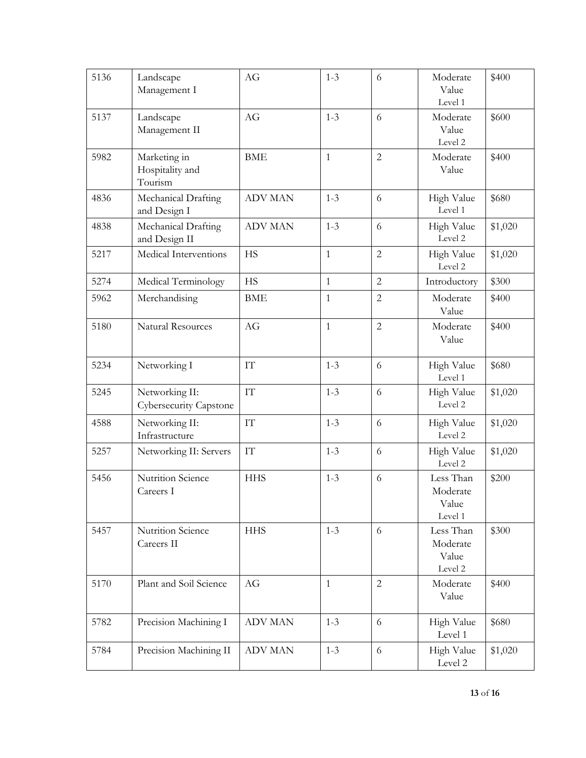| 5136 | Landscape Management I | AG | 1-3 | 6 | Moderate Value Level 1 | $400 |
|---|---|---|---|---|---|---|
| 5137 | Landscape Management II | AG | 1-3 | 6 | Moderate Value Level 2 | $600 |
| 5982 | Marketing in Hospitality and Tourism | BME | 1 | 2 | Moderate Value | $400 |
| 4836 | Mechanical Drafting and Design I | ADV MAN | 1-3 | 6 | High Value Level 1 | $680 |
| 4838 | Mechanical Drafting and Design II | ADV MAN | 1-3 | 6 | High Value Level 2 | $1,020 |
| 5217 | Medical Interventions | HS | 1 | 2 | High Value Level 2 | $1,020 |
| 5274 | Medical Terminology | HS | 1 | 2 | Introductory | $300 |
| 5962 | Merchandising | BME | 1 | 2 | Moderate Value | $400 |
| 5180 | Natural Resources | AG | 1 | 2 | Moderate Value | $400 |
| 5234 | Networking I | IT | 1-3 | 6 | High Value Level 1 | $680 |
| 5245 | Networking II: Cybersecurity Capstone | IT | 1-3 | 6 | High Value Level 2 | $1,020 |
| 4588 | Networking II: Infrastructure | IT | 1-3 | 6 | High Value Level 2 | $1,020 |
| 5257 | Networking II: Servers | IT | 1-3 | 6 | High Value Level 2 | $1,020 |
| 5456 | Nutrition Science Careers I | HHS | 1-3 | 6 | Less Than Moderate Value Level 1 | $200 |
| 5457 | Nutrition Science Careers II | HHS | 1-3 | 6 | Less Than Moderate Value Level 2 | $300 |
| 5170 | Plant and Soil Science | AG | 1 | 2 | Moderate Value | $400 |
| 5782 | Precision Machining I | ADV MAN | 1-3 | 6 | High Value Level 1 | $680 |
| 5784 | Precision Machining II | ADV MAN | 1-3 | 6 | High Value Level 2 | $1,020 |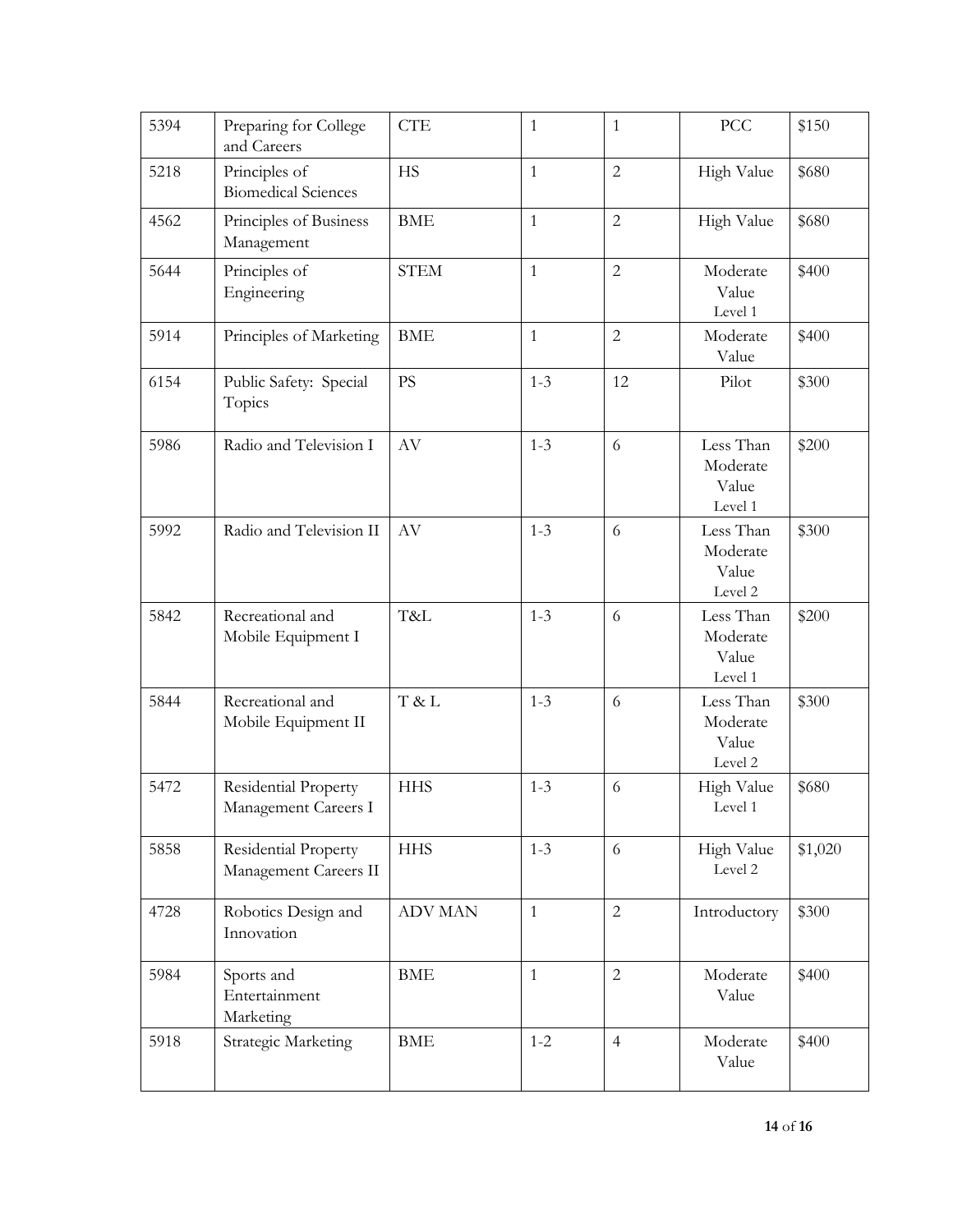| 5394 | Preparing for College and Careers | CTE | 1 | 1 | PCC | $150 |
|---|---|---|---|---|---|---|
| 5218 | Principles of Biomedical Sciences | HS | 1 | 2 | High Value | $680 |
| 4562 | Principles of Business Management | BME | 1 | 2 | High Value | $680 |
| 5644 | Principles of Engineering | STEM | 1 | 2 | Moderate Value Level 1 | $400 |
| 5914 | Principles of Marketing | BME | 1 | 2 | Moderate Value | $400 |
| 6154 | Public Safety: Special Topics | PS | 1-3 | 12 | Pilot | $300 |
| 5986 | Radio and Television I | AV | 1-3 | 6 | Less Than Moderate Value Level 1 | $200 |
| 5992 | Radio and Television II | AV | 1-3 | 6 | Less Than Moderate Value Level 2 | $300 |
| 5842 | Recreational and Mobile Equipment I | T&L | 1-3 | 6 | Less Than Moderate Value Level 1 | $200 |
| 5844 | Recreational and Mobile Equipment II | T & L | 1-3 | 6 | Less Than Moderate Value Level 2 | $300 |
| 5472 | Residential Property Management Careers I | HHS | 1-3 | 6 | High Value Level 1 | $680 |
| 5858 | Residential Property Management Careers II | HHS | 1-3 | 6 | High Value Level 2 | $1,020 |
| 4728 | Robotics Design and Innovation | ADV MAN | 1 | 2 | Introductory | $300 |
| 5984 | Sports and Entertainment Marketing | BME | 1 | 2 | Moderate Value | $400 |
| 5918 | Strategic Marketing | BME | 1-2 | 4 | Moderate Value | $400 |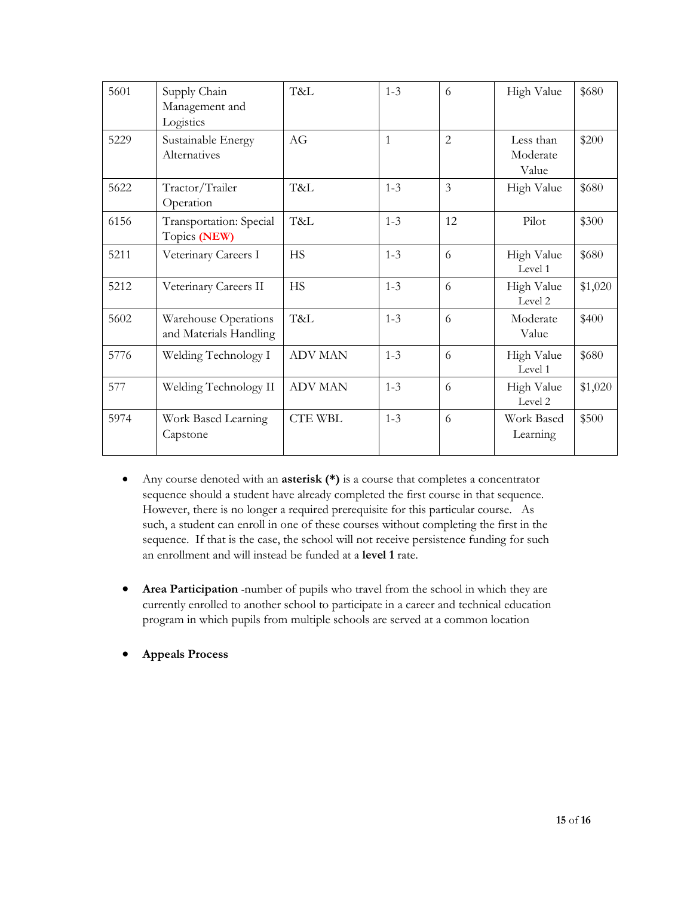| 5601 | Supply Chain Management and Logistics | T&L | 1-3 | 6 | High Value | $680 |
|---|---|---|---|---|---|---|
| 5229 | Sustainable Energy Alternatives | AG | 1 | 2 | Less than Moderate Value | $200 |
| 5622 | Tractor/Trailer Operation | T&L | 1-3 | 3 | High Value | $680 |
| 6156 | Transportation: Special Topics **(NEW)** | T&L | 1-3 | 12 | Pilot | $300 |
| 5211 | Veterinary Careers I | HS | 1-3 | 6 | High Value Level 1 | $680 |
| 5212 | Veterinary Careers II | HS | 1-3 | 6 | High Value Level 2 | $1,020 |
| 5602 | Warehouse Operations and Materials Handling | T&L | 1-3 | 6 | Moderate Value | $400 |
| 5776 | Welding Technology I | ADV MAN | 1-3 | 6 | High Value Level 1 | $680 |
| 577 | Welding Technology II | ADV MAN | 1-3 | 6 | High Value Level 2 | $1,020 |
| 5974 | Work Based Learning Capstone | CTE WBL | 1-3 | 6 | Work Based Learning | $500 |

- Any course denoted with an **asterisk (*)** is a course that completes a concentrator sequence should a student have already completed the first course in that sequence. However, there is no longer a required prerequisite for this particular course. As such, a student can enroll in one of these courses without completing the first in the sequence. If that is the case, the school will not receive persistence funding for such an enrollment and will instead be funded at a **level 1** rate.

- **Area Participation** -number of pupils who travel from the school in which they are currently enrolled to another school to participate in a career and technical education program in which pupils from multiple schools are served at a common location

- **Appeals Process**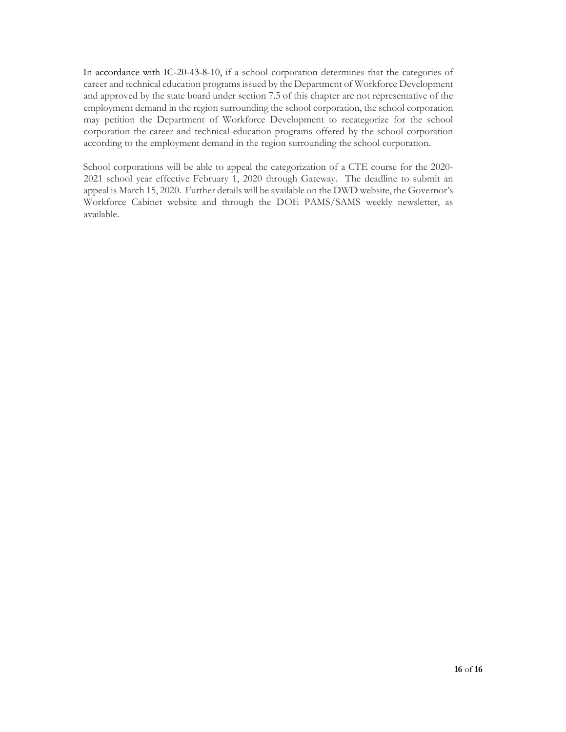In accordance with IC-20-43-8-10, if a school corporation determines that the categories of career and technical education programs issued by the Department of Workforce Development and approved by the state board under section 7.5 of this chapter are not representative of the employment demand in the region surrounding the school corporation, the school corporation may petition the Department of Workforce Development to recategorize for the school corporation the career and technical education programs offered by the school corporation according to the employment demand in the region surrounding the school corporation.

School corporations will be able to appeal the categorization of a CTE course for the 2020-2021 school year effective February 1, 2020 through Gateway. The deadline to submit an appeal is March 15, 2020. Further details will be available on the DWD website, the Governor's Workforce Cabinet website and through the DOE PAMS/SAMS weekly newsletter, as available.